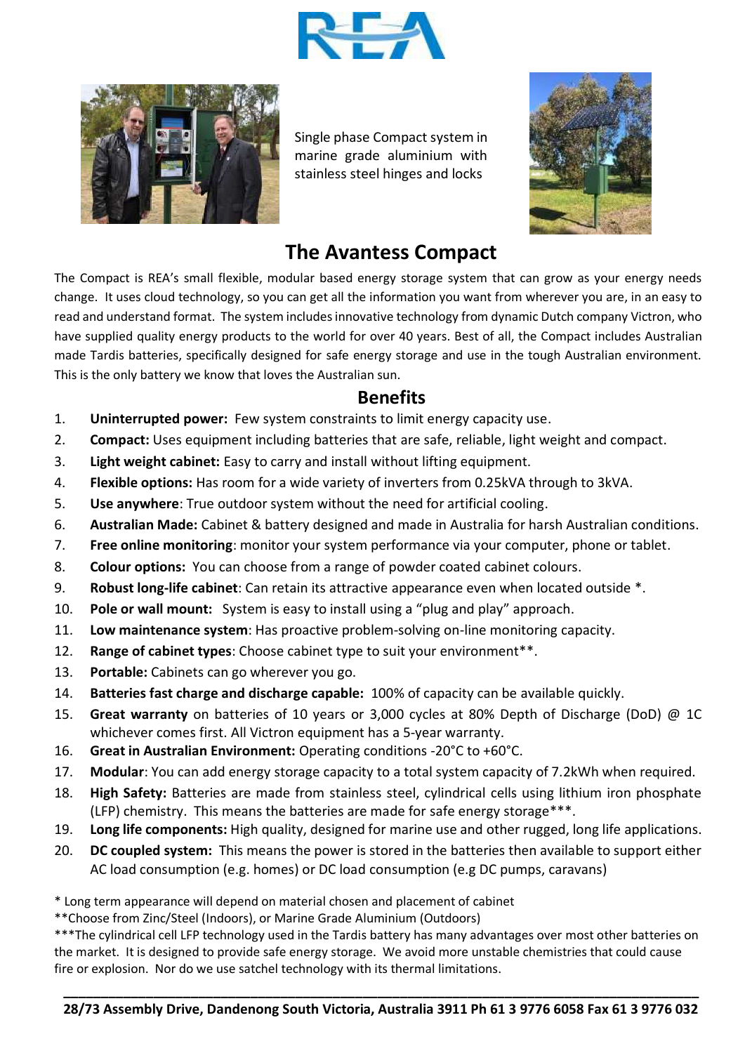Single phase Compact system in marine grade aluminium with stainless steel hinges and locks

# The Avantess Compact

The Compact is REA's small flexible, modular based energy storage system that can grow as your energy needs change. It uses cloud technology, so you can get all the information you want from wherever you are, in an easy to read and understand format. The system includes innovative technology from dynamic Dutch company Victron, who have supplied quality energy products to the world for over 40 years. Best of all, the Compact includes Australian made Tardis batteries, specifically designed for safe energy storage and use in the tough Australian environment. This is the only battery we know that loves the Australian sun.

## Benefits

1. **Uninterrupted power:** Few system constraints to limit energy capacity use.
2. **Compact:** Uses equipment including batteries that are safe, reliable, light weight and compact.
3. **Light weight cabinet:** Easy to carry and install without lifting equipment.
4. **Flexible options:** Has room for a wide variety of inverters from 0.25kVA through to 3kVA.
5. **Use anywhere**: True outdoor system without the need for artificial cooling.
6. **Australian Made:** Cabinet & battery designed and made in Australia for harsh Australian conditions.
7. **Free online monitoring**: monitor your system performance via your computer, phone or tablet.
8. **Colour options:** You can choose from a range of powder coated cabinet colours.
9. **Robust long-life cabinet**: Can retain its attractive appearance even when located outside *.
10. **Pole or wall mount:** System is easy to install using a "plug and play" approach.
11. **Low maintenance system**: Has proactive problem-solving on-line monitoring capacity.
12. **Range of cabinet types**: Choose cabinet type to suit your environment**.
13. **Portable:** Cabinets can go wherever you go.
14. **Batteries fast charge and discharge capable:** 100% of capacity can be available quickly.
15. **Great warranty** on batteries of 10 years or 3,000 cycles at 80% Depth of Discharge (DoD) @ 1C whichever comes first. All Victron equipment has a 5-year warranty.
16. **Great in Australian Environment:** Operating conditions -20°C to +60°C.
17. **Modular**: You can add energy storage capacity to a total system capacity of 7.2kWh when required.
18. **High Safety:** Batteries are made from stainless steel, cylindrical cells using lithium iron phosphate (LFP) chemistry. This means the batteries are made for safe energy storage***.
19. **Long life components:** High quality, designed for marine use and other rugged, long life applications.
20. **DC coupled system:** This means the power is stored in the batteries then available to support either AC load consumption (e.g. homes) or DC load consumption (e.g DC pumps, caravans)

* Long term appearance will depend on material chosen and placement of cabinet

**Choose from Zinc/Steel (Indoors), or Marine Grade Aluminium (Outdoors)

***The cylindrical cell LFP technology used in the Tardis battery has many advantages over most other batteries on the market. It is designed to provide safe energy storage. We avoid more unstable chemistries that could cause fire or explosion. Nor do we use satchel technology with its thermal limitations.

**28/73 Assembly Drive, Dandenong South Victoria, Australia 3911 Ph 61 3 9776 6058 Fax 61 3 9776 032**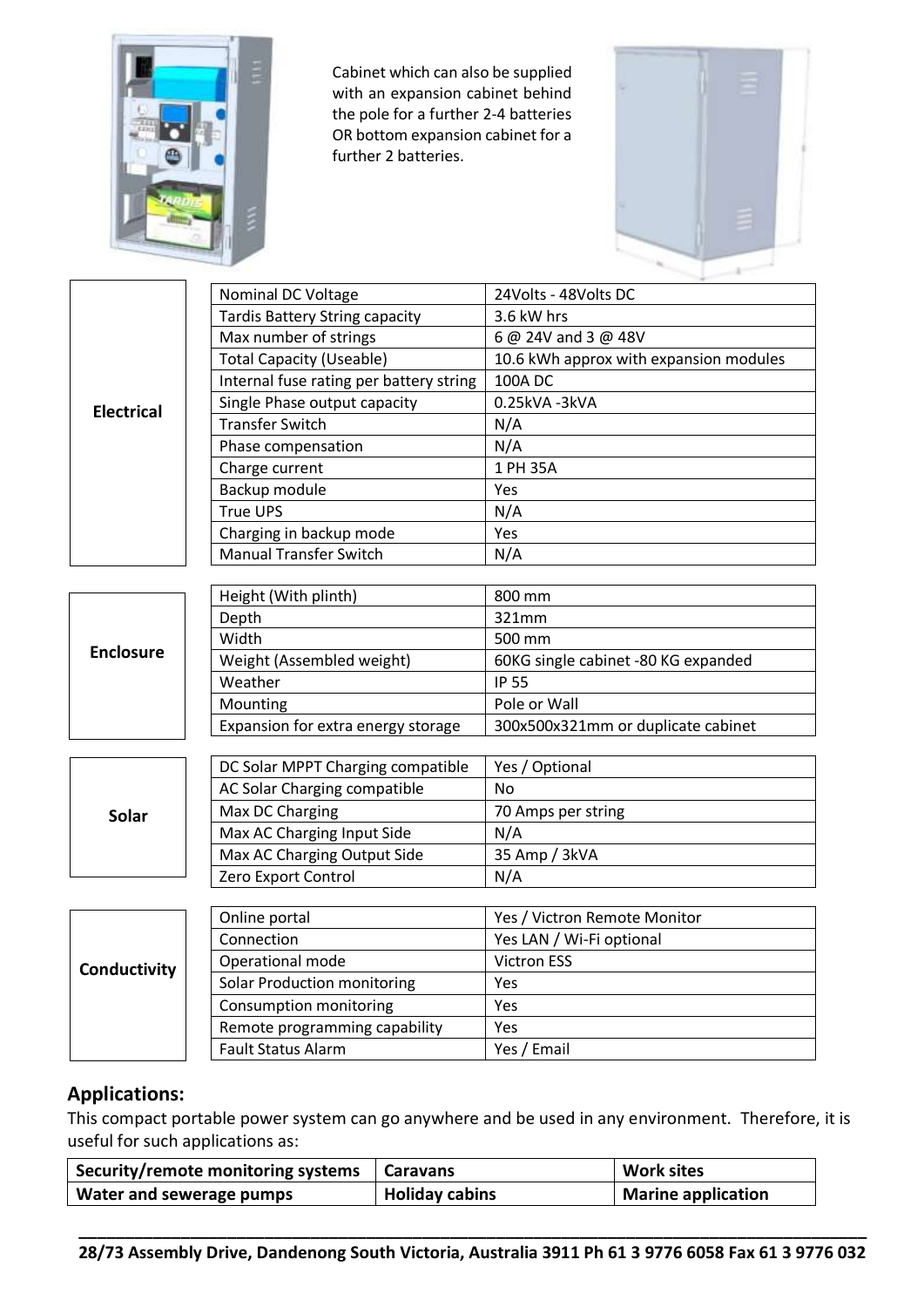Cabinet which can also be supplied with an expansion cabinet behind the pole for a further 2-4 batteries OR bottom expansion cabinet for a further 2 batteries.

| | | |
|---|---|---|
| **Electrical** | Nominal DC Voltage | 24Volts - 48Volts DC |
| | Tardis Battery String capacity | 3.6 kW hrs |
| | Max number of strings | 6 @ 24V and 3 @ 48V |
| | Total Capacity (Useable) | 10.6 kWh approx with expansion modules |
| | Internal fuse rating per battery string | 100A DC |
| | Single Phase output capacity | 0.25kVA -3kVA |
| | Transfer Switch | N/A |
| | Phase compensation | N/A |
| | Charge current | 1 PH 35A |
| | Backup module | Yes |
| | True UPS | N/A |
| | Charging in backup mode | Yes |
| | Manual Transfer Switch | N/A |

| | | |
|---|---|---|
| **Enclosure** | Height (With plinth) | 800 mm |
| | Depth | 321mm |
| | Width | 500 mm |
| | Weight (Assembled weight) | 60KG single cabinet -80 KG expanded |
| | Weather | IP 55 |
| | Mounting | Pole or Wall |
| | Expansion for extra energy storage | 300x500x321mm or duplicate cabinet |

| | | |
|---|---|---|
| **Solar** | DC Solar MPPT Charging compatible | Yes / Optional |
| | AC Solar Charging compatible | No |
| | Max DC Charging | 70 Amps per string |
| | Max AC Charging Input Side | N/A |
| | Max AC Charging Output Side | 35 Amp / 3kVA |
| | Zero Export Control | N/A |

| | | |
|---|---|---|
| **Conductivity** | Online portal | Yes / Victron Remote Monitor |
| | Connection | Yes LAN / Wi-Fi optional |
| | Operational mode | Victron ESS |
| | Solar Production monitoring | Yes |
| | Consumption monitoring | Yes |
| | Remote programming capability | Yes |
| | Fault Status Alarm | Yes / Email |

## Applications:

This compact portable power system can go anywhere and be used in any environment. Therefore, it is useful for such applications as:

| | | |
|---|---|---|
| **Security/remote monitoring systems** | **Caravans** | **Work sites** |
| **Water and sewerage pumps** | **Holiday cabins** | **Marine application** |

**28/73 Assembly Drive, Dandenong South Victoria, Australia 3911 Ph 61 3 9776 6058 Fax 61 3 9776 032**